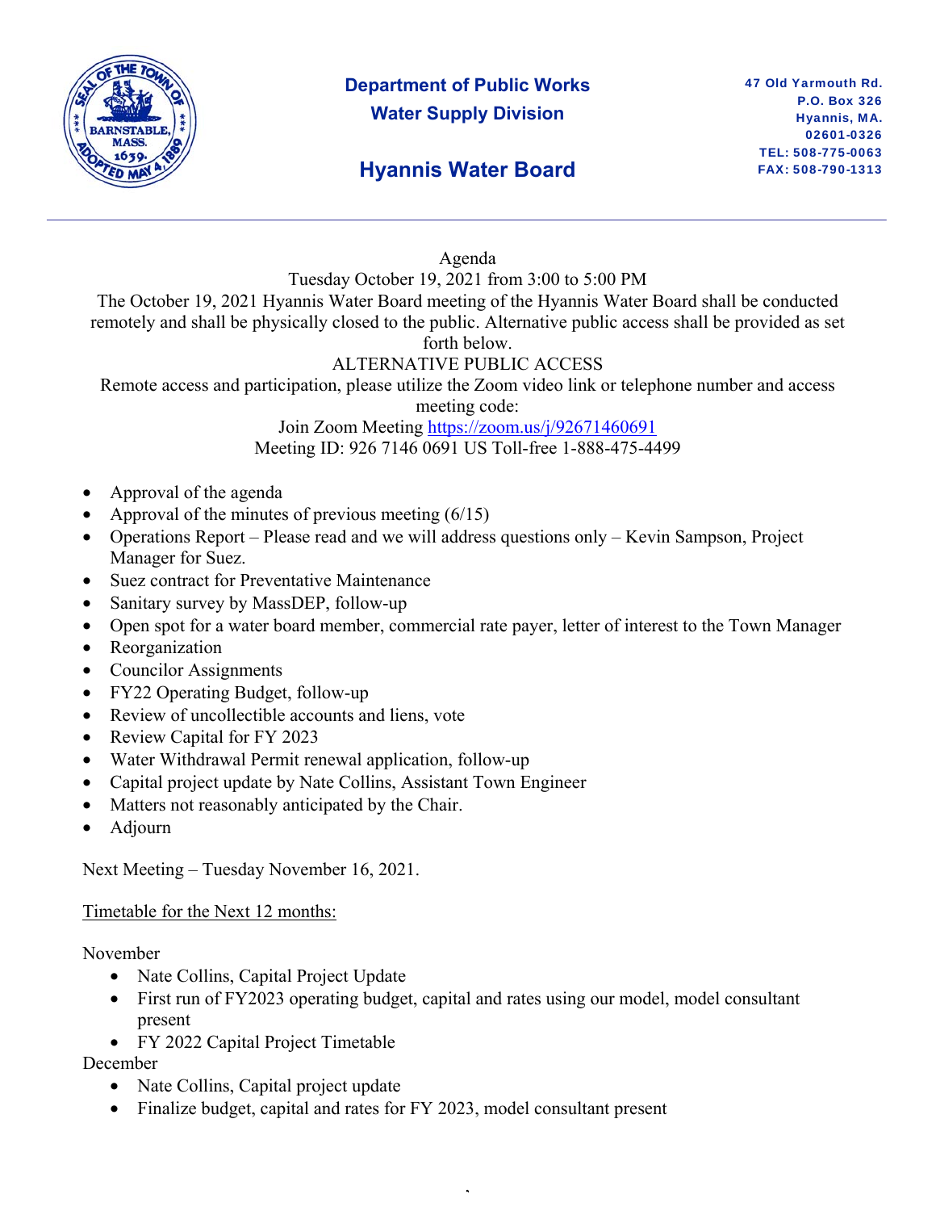# Department of Public Works
## Water Supply Division

## Hyannis Water Board

47 Old Yarmouth Rd.
P.O. Box 326
Hyannis, MA.
02601-0326
TEL: 508-775-0063
FAX: 508-790-1313

---

Agenda
Tuesday October 19, 2021 from 3:00 to 5:00 PM
The October 19, 2021 Hyannis Water Board meeting of the Hyannis Water Board shall be conducted remotely and shall be physically closed to the public. Alternative public access shall be provided as set forth below.
ALTERNATIVE PUBLIC ACCESS
Remote access and participation, please utilize the Zoom video link or telephone number and access meeting code:
Join Zoom Meeting https://zoom.us/j/92671460691
Meeting ID: 926 7146 0691 US Toll-free 1-888-475-4499

- Approval of the agenda
- Approval of the minutes of previous meeting (6/15)
- Operations Report – Please read and we will address questions only – Kevin Sampson, Project Manager for Suez.
- Suez contract for Preventative Maintenance
- Sanitary survey by MassDEP, follow-up
- Open spot for a water board member, commercial rate payer, letter of interest to the Town Manager
- Reorganization
- Councilor Assignments
- FY22 Operating Budget, follow-up
- Review of uncollectible accounts and liens, vote
- Review Capital for FY 2023
- Water Withdrawal Permit renewal application, follow-up
- Capital project update by Nate Collins, Assistant Town Engineer
- Matters not reasonably anticipated by the Chair.
- Adjourn

Next Meeting – Tuesday November 16, 2021.

<u>Timetable for the Next 12 months:</u>

November
- Nate Collins, Capital Project Update
- First run of FY2023 operating budget, capital and rates using our model, model consultant present
- FY 2022 Capital Project Timetable

December
- Nate Collins, Capital project update
- Finalize budget, capital and rates for FY 2023, model consultant present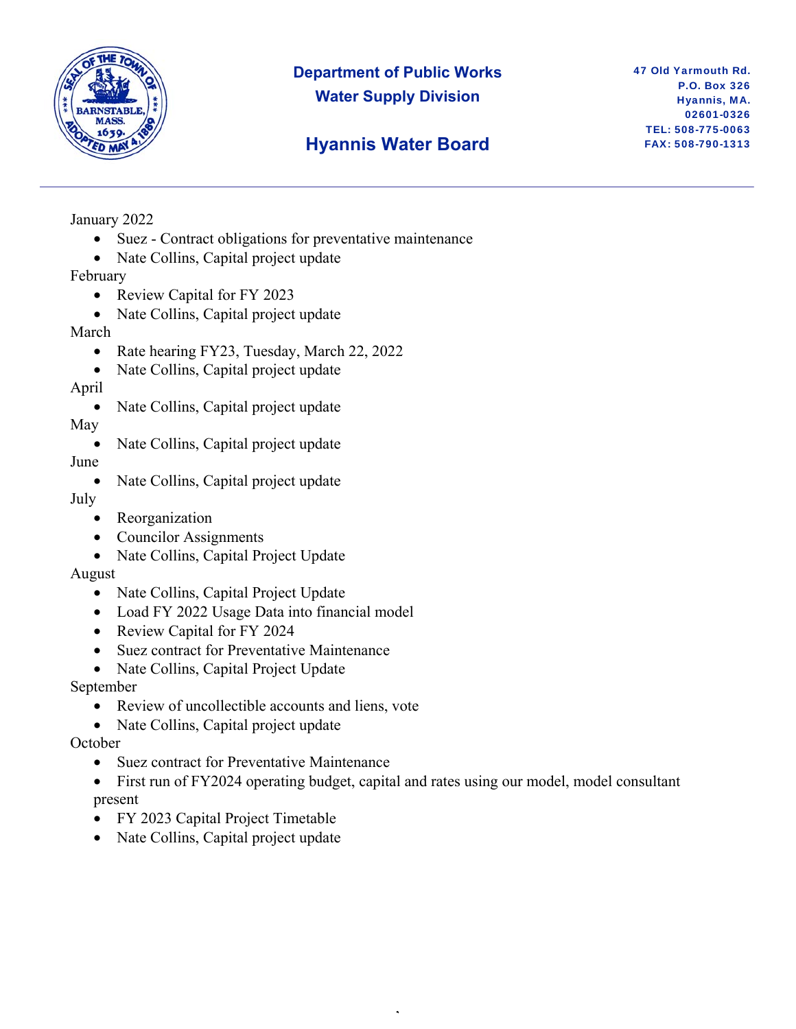**Department of Public Works**
**Water Supply Division**

## Hyannis Water Board

47 Old Yarmouth Rd.
P.O. Box 326
Hyannis, MA.
02601-0326
TEL: 508-775-0063
FAX: 508-790-1313

---

January 2022
- Suez - Contract obligations for preventative maintenance
- Nate Collins, Capital project update

February
- Review Capital for FY 2023
- Nate Collins, Capital project update

March
- Rate hearing FY23, Tuesday, March 22, 2022
- Nate Collins, Capital project update

April
- Nate Collins, Capital project update

May
- Nate Collins, Capital project update

June
- Nate Collins, Capital project update

July
- Reorganization
- Councilor Assignments
- Nate Collins, Capital Project Update

August
- Nate Collins, Capital Project Update
- Load FY 2022 Usage Data into financial model
- Review Capital for FY 2024
- Suez contract for Preventative Maintenance
- Nate Collins, Capital Project Update

September
- Review of uncollectible accounts and liens, vote
- Nate Collins, Capital project update

October
- Suez contract for Preventative Maintenance
- First run of FY2024 operating budget, capital and rates using our model, model consultant present
- FY 2023 Capital Project Timetable
- Nate Collins, Capital project update